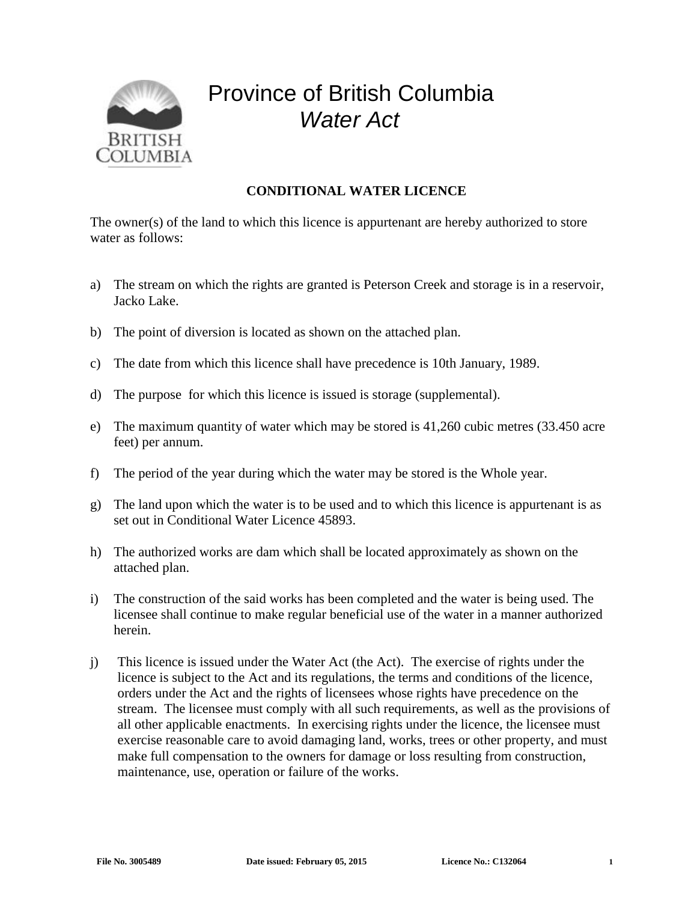# Province of British Columbia

## *Water Act*

### CONDITIONAL WATER LICENCE

The owner(s) of the land to which this licence is appurtenant are hereby authorized to store water as follows:

a) The stream on which the rights are granted is Peterson Creek and storage is in a reservoir, Jacko Lake.

b) The point of diversion is located as shown on the attached plan.

c) The date from which this licence shall have precedence is 10th January, 1989.

d) The purpose for which this licence is issued is storage (supplemental).

e) The maximum quantity of water which may be stored is 41,260 cubic metres (33.450 acre feet) per annum.

f) The period of the year during which the water may be stored is the Whole year.

g) The land upon which the water is to be used and to which this licence is appurtenant is as set out in Conditional Water Licence 45893.

h) The authorized works are dam which shall be located approximately as shown on the attached plan.

i) The construction of the said works has been completed and the water is being used. The licensee shall continue to make regular beneficial use of the water in a manner authorized herein.

j) This licence is issued under the Water Act (the Act). The exercise of rights under the licence is subject to the Act and its regulations, the terms and conditions of the licence, orders under the Act and the rights of licensees whose rights have precedence on the stream. The licensee must comply with all such requirements, as well as the provisions of all other applicable enactments. In exercising rights under the licence, the licensee must exercise reasonable care to avoid damaging land, works, trees or other property, and must make full compensation to the owners for damage or loss resulting from construction, maintenance, use, operation or failure of the works.

**File No. 3005489** **Date issued: February 05, 2015** **Licence No.: C132064**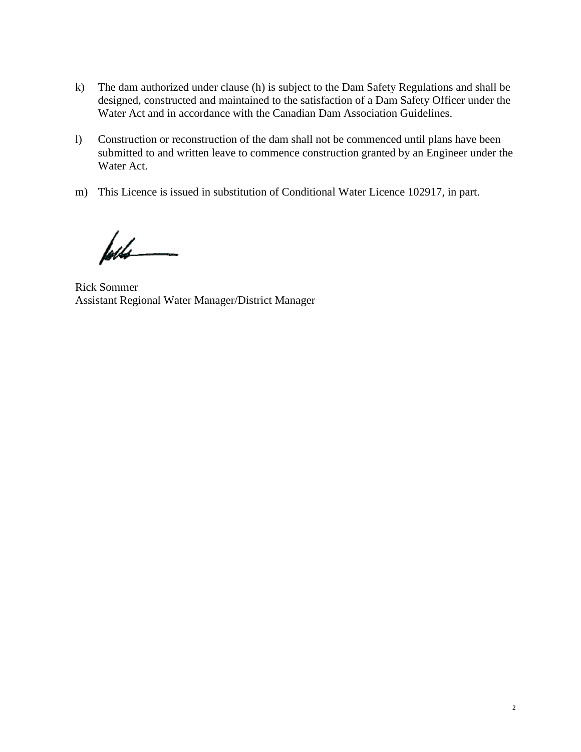k) The dam authorized under clause (h) is subject to the Dam Safety Regulations and shall be designed, constructed and maintained to the satisfaction of a Dam Safety Officer under the Water Act and in accordance with the Canadian Dam Association Guidelines.

l) Construction or reconstruction of the dam shall not be commenced until plans have been submitted to and written leave to commence construction granted by an Engineer under the Water Act.

m) This Licence is issued in substitution of Conditional Water Licence 102917, in part.

Rick Sommer
Assistant Regional Water Manager/District Manager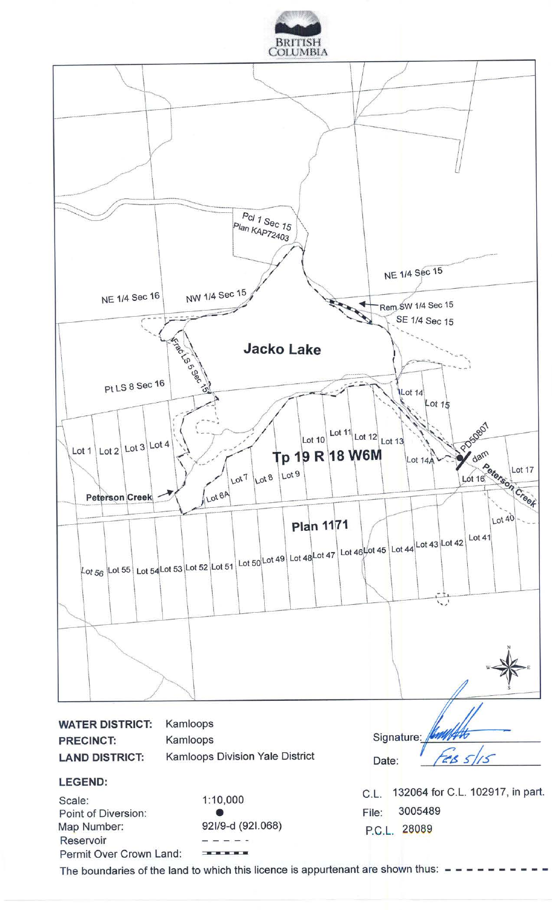BRITISH COLUMBIA

Pcl 1 Sec 15
Plan KAP72403

NE 1/4 Sec 15

NE 1/4 Sec 16

NW 1/4 Sec 15

Rem SW 1/4 Sec 15

SE 1/4 Sec 15

Jacko Lake

Frac LS 5 Sec 15

Pt LS 8 Sec 16

Lot 14

Lot 15

Lot 1 Lot 2 Lot 3 Lot 4

Lot 10 Lot 11 Lot 12 Lot 13

PD50807

Tp 19 R 18 W6M

Lot 14A

dam

Lot 17

Lot 7 Lot 8 Lot 9

Lot 16

Peterson Creek

Peterson Creek

Lot 6A

Lot 40

Plan 1171

Lot 41

Lot 56 Lot 55 Lot 54 Lot 53 Lot 52 Lot 51 Lot 50 Lot 49 Lot 48 Lot 47 Lot 46 Lot 45 Lot 44 Lot 43 Lot 42

N
W E
S

**WATER DISTRICT:** Kamloops
**PRECINCT:** Kamloops
**LAND DISTRICT:** Kamloops Division Yale District

Signature: ____________

Date: Feb 5/15

**LEGEND:**

Scale: 1:10,000
Point of Diversion: ●
Map Number: 92I/9-d (92I.068)
Reservoir - - - - -
Permit Over Crown Land:

C.L. 132064 for C.L. 102917, in part.
File: 3005489
P.C.L. 28089

The boundaries of the land to which this licence is appurtenant are shown thus: - - - - - - - - -